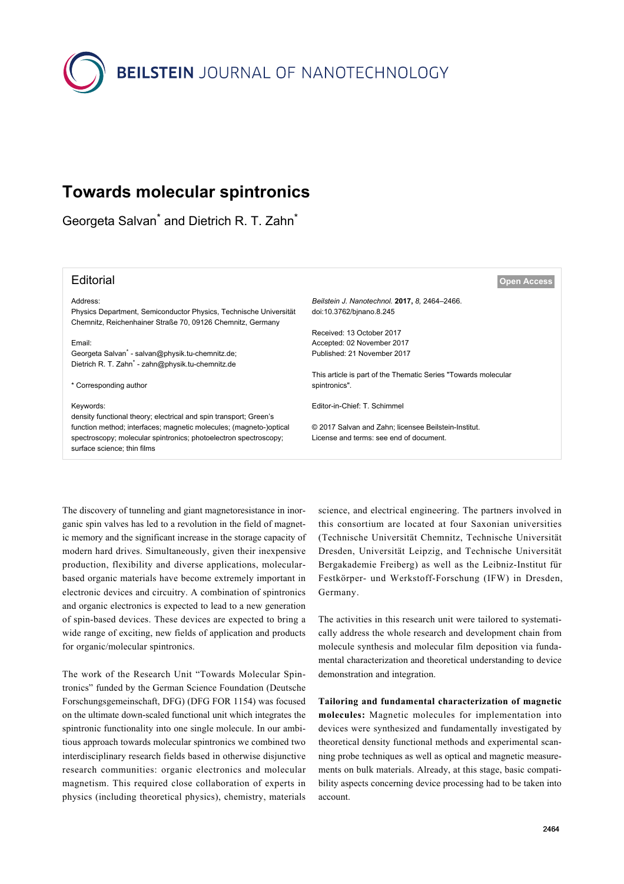# Towards molecular spintronics

Georgeta Salvan* and Dietrich R. T. Zahn*

## Editorial

Address:
Physics Department, Semiconductor Physics, Technische Universität Chemnitz, Reichenhainer Straße 70, 09126 Chemnitz, Germany

Email:
Georgeta Salvan* - salvan@physik.tu-chemnitz.de;
Dietrich R. T. Zahn* - zahn@physik.tu-chemnitz.de

\* Corresponding author

Keywords:
density functional theory; electrical and spin transport; Green's function method; interfaces; magnetic molecules; (magneto-)optical spectroscopy; molecular spintronics; photoelectron spectroscopy; surface science; thin films

*Beilstein J. Nanotechnol.* **2017,** *8,* 2464–2466.
doi:10.3762/bjnano.8.245

Received: 13 October 2017
Accepted: 02 November 2017
Published: 21 November 2017

This article is part of the Thematic Series "Towards molecular spintronics".

Editor-in-Chief: T. Schimmel

© 2017 Salvan and Zahn; licensee Beilstein-Institut.
License and terms: see end of document.

Open Access

The discovery of tunneling and giant magnetoresistance in inorganic spin valves has led to a revolution in the field of magnetic memory and the significant increase in the storage capacity of modern hard drives. Simultaneously, given their inexpensive production, flexibility and diverse applications, molecular-based organic materials have become extremely important in electronic devices and circuitry. A combination of spintronics and organic electronics is expected to lead to a new generation of spin-based devices. These devices are expected to bring a wide range of exciting, new fields of application and products for organic/molecular spintronics.

The work of the Research Unit "Towards Molecular Spintronics" funded by the German Science Foundation (Deutsche Forschungsgemeinschaft, DFG) (DFG FOR 1154) was focused on the ultimate down-scaled functional unit which integrates the spintronic functionality into one single molecule. In our ambitious approach towards molecular spintronics we combined two interdisciplinary research fields based in otherwise disjunctive research communities: organic electronics and molecular magnetism. This required close collaboration of experts in physics (including theoretical physics), chemistry, materials science, and electrical engineering. The partners involved in this consortium are located at four Saxonian universities (Technische Universität Chemnitz, Technische Universität Dresden, Universität Leipzig, and Technische Universität Bergakademie Freiberg) as well as the Leibniz-Institut für Festkörper- und Werkstoff-Forschung (IFW) in Dresden, Germany.

The activities in this research unit were tailored to systematically address the whole research and development chain from molecule synthesis and molecular film deposition via fundamental characterization and theoretical understanding to device demonstration and integration.

**Tailoring and fundamental characterization of magnetic molecules:** Magnetic molecules for implementation into devices were synthesized and fundamentally investigated by theoretical density functional methods and experimental scanning probe techniques as well as optical and magnetic measurements on bulk materials. Already, at this stage, basic compatibility aspects concerning device processing had to be taken into account.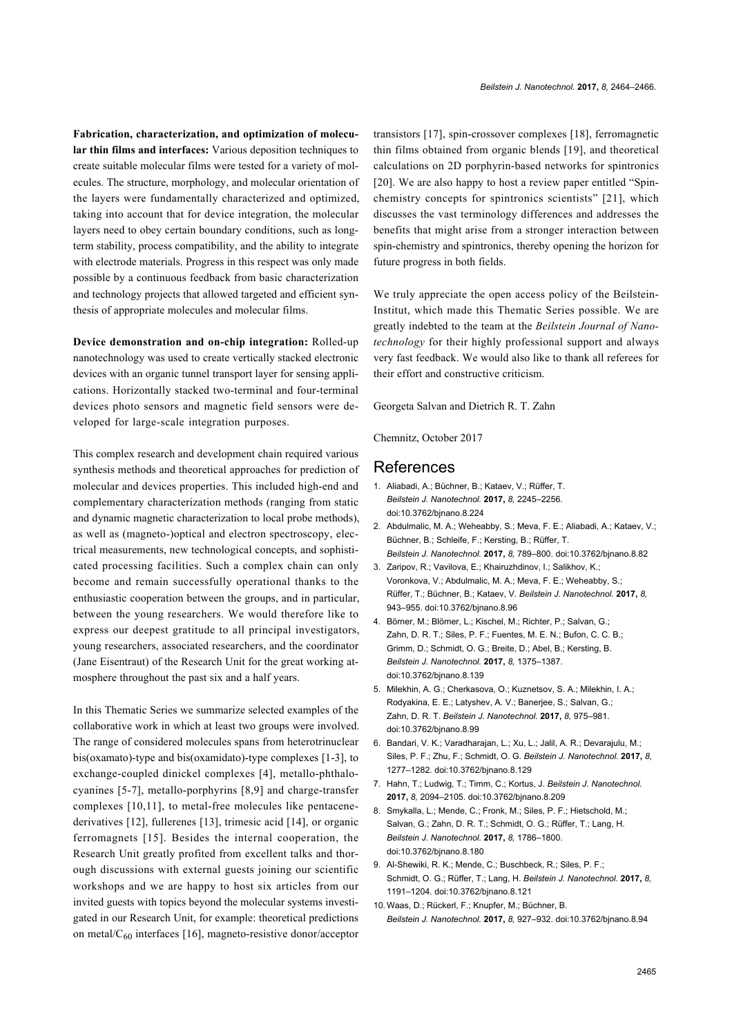**Fabrication, characterization, and optimization of molecular thin films and interfaces:** Various deposition techniques to create suitable molecular films were tested for a variety of molecules. The structure, morphology, and molecular orientation of the layers were fundamentally characterized and optimized, taking into account that for device integration, the molecular layers need to obey certain boundary conditions, such as long-term stability, process compatibility, and the ability to integrate with electrode materials. Progress in this respect was only made possible by a continuous feedback from basic characterization and technology projects that allowed targeted and efficient synthesis of appropriate molecules and molecular films.

**Device demonstration and on-chip integration:** Rolled-up nanotechnology was used to create vertically stacked electronic devices with an organic tunnel transport layer for sensing applications. Horizontally stacked two-terminal and four-terminal devices photo sensors and magnetic field sensors were developed for large-scale integration purposes.

This complex research and development chain required various synthesis methods and theoretical approaches for prediction of molecular and devices properties. This included high-end and complementary characterization methods (ranging from static and dynamic magnetic characterization to local probe methods), as well as (magneto-)optical and electron spectroscopy, electrical measurements, new technological concepts, and sophisticated processing facilities. Such a complex chain can only become and remain successfully operational thanks to the enthusiastic cooperation between the groups, and in particular, between the young researchers. We would therefore like to express our deepest gratitude to all principal investigators, young researchers, associated researchers, and the coordinator (Jane Eisentraut) of the Research Unit for the great working atmosphere throughout the past six and a half years.

In this Thematic Series we summarize selected examples of the collaborative work in which at least two groups were involved. The range of considered molecules spans from heterotrinuclear bis(oxamato)-type and bis(oxamidato)-type complexes [1-3], to exchange-coupled dinickel complexes [4], metallo-phthalocyanines [5-7], metallo-porphyrins [8,9] and charge-transfer complexes [10,11], to metal-free molecules like pentacene-derivatives [12], fullerenes [13], trimesic acid [14], or organic ferromagnets [15]. Besides the internal cooperation, the Research Unit greatly profited from excellent talks and thorough discussions with external guests joining our scientific workshops and we are happy to host six articles from our invited guests with topics beyond the molecular systems investigated in our Research Unit, for example: theoretical predictions on metal/$C_{60}$ interfaces [16], magneto-resistive donor/acceptor transistors [17], spin-crossover complexes [18], ferromagnetic thin films obtained from organic blends [19], and theoretical calculations on 2D porphyrin-based networks for spintronics [20]. We are also happy to host a review paper entitled "Spin-chemistry concepts for spintronics scientists" [21], which discusses the vast terminology differences and addresses the benefits that might arise from a stronger interaction between spin-chemistry and spintronics, thereby opening the horizon for future progress in both fields.

We truly appreciate the open access policy of the Beilstein-Institut, which made this Thematic Series possible. We are greatly indebted to the team at the *Beilstein Journal of Nanotechnology* for their highly professional support and always very fast feedback. We would also like to thank all referees for their effort and constructive criticism.

Georgeta Salvan and Dietrich R. T. Zahn

Chemnitz, October 2017

# References

1. Aliabadi, A.; Büchner, B.; Kataev, V.; Rüffer, T. *Beilstein J. Nanotechnol.* **2017,** *8,* 2245–2256. doi:10.3762/bjnano.8.224
2. Abdulmalic, M. A.; Weheabby, S.; Meva, F. E.; Aliabadi, A.; Kataev, V.; Büchner, B.; Schleife, F.; Kersting, B.; Rüffer, T. *Beilstein J. Nanotechnol.* **2017,** *8,* 789–800. doi:10.3762/bjnano.8.82
3. Zaripov, R.; Vavilova, E.; Khairuzhdinov, I.; Salikhov, K.; Voronkova, V.; Abdulmalic, M. A.; Meva, F. E.; Weheabby, S.; Rüffer, T.; Büchner, B.; Kataev, V. *Beilstein J. Nanotechnol.* **2017,** *8,* 943–955. doi:10.3762/bjnano.8.96
4. Börner, M.; Blömer, L.; Kischel, M.; Richter, P.; Salvan, G.; Zahn, D. R. T.; Siles, P. F.; Fuentes, M. E. N.; Bufon, C. C. B.; Grimm, D.; Schmidt, O. G.; Breite, D.; Abel, B.; Kersting, B. *Beilstein J. Nanotechnol.* **2017,** *8,* 1375–1387. doi:10.3762/bjnano.8.139
5. Milekhin, A. G.; Cherkasova, O.; Kuznetsov, S. A.; Milekhin, I. A.; Rodyakina, E. E.; Latyshev, A. V.; Banerjee, S.; Salvan, G.; Zahn, D. R. T. *Beilstein J. Nanotechnol.* **2017,** *8,* 975–981. doi:10.3762/bjnano.8.99
6. Bandari, V. K.; Varadharajan, L.; Xu, L.; Jalil, A. R.; Devarajulu, M.; Siles, P. F.; Zhu, F.; Schmidt, O. G. *Beilstein J. Nanotechnol.* **2017,** *8,* 1277–1282. doi:10.3762/bjnano.8.129
7. Hahn, T.; Ludwig, T.; Timm, C.; Kortus, J. *Beilstein J. Nanotechnol.* **2017,** *8,* 2094–2105. doi:10.3762/bjnano.8.209
8. Smykalla, L.; Mende, C.; Fronk, M.; Siles, P. F.; Hietschold, M.; Salvan, G.; Zahn, D. R. T.; Schmidt, O. G.; Rüffer, T.; Lang, H. *Beilstein J. Nanotechnol.* **2017,** *8,* 1786–1800. doi:10.3762/bjnano.8.180
9. Al-Shewiki, R. K.; Mende, C.; Buschbeck, R.; Siles, P. F.; Schmidt, O. G.; Rüffer, T.; Lang, H. *Beilstein J. Nanotechnol.* **2017,** *8,* 1191–1204. doi:10.3762/bjnano.8.121
10. Waas, D.; Rückerl, F.; Knupfer, M.; Büchner, B. *Beilstein J. Nanotechnol.* **2017,** *8,* 927–932. doi:10.3762/bjnano.8.94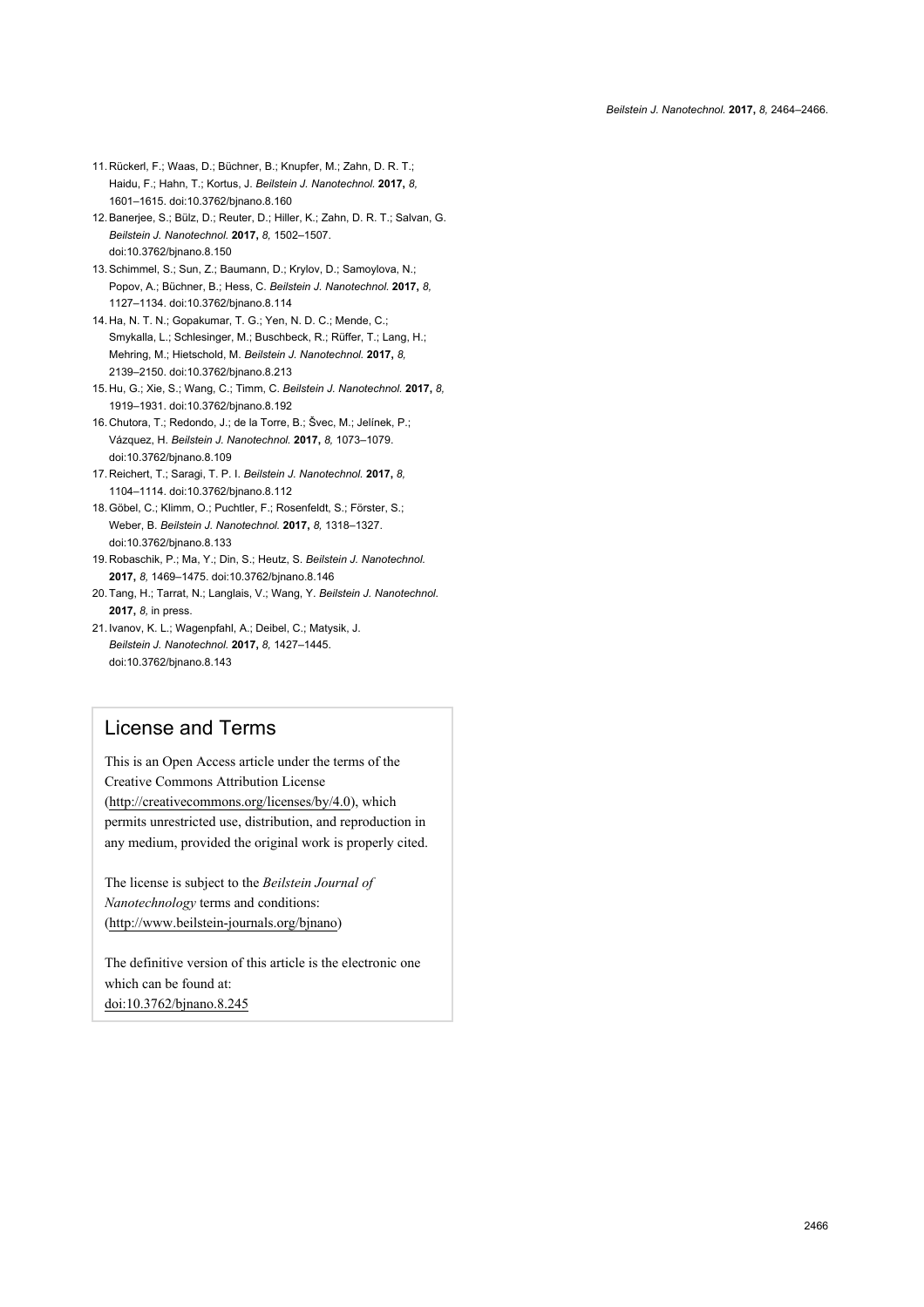11. Rückerl, F.; Waas, D.; Büchner, B.; Knupfer, M.; Zahn, D. R. T.; Haidu, F.; Hahn, T.; Kortus, J. *Beilstein J. Nanotechnol.* **2017,** *8,* 1601–1615. doi:10.3762/bjnano.8.160
12. Banerjee, S.; Bülz, D.; Reuter, D.; Hiller, K.; Zahn, D. R. T.; Salvan, G. *Beilstein J. Nanotechnol.* **2017,** *8,* 1502–1507. doi:10.3762/bjnano.8.150
13. Schimmel, S.; Sun, Z.; Baumann, D.; Krylov, D.; Samoylova, N.; Popov, A.; Büchner, B.; Hess, C. *Beilstein J. Nanotechnol.* **2017,** *8,* 1127–1134. doi:10.3762/bjnano.8.114
14. Ha, N. T. N.; Gopakumar, T. G.; Yen, N. D. C.; Mende, C.; Smykalla, L.; Schlesinger, M.; Buschbeck, R.; Rüffer, T.; Lang, H.; Mehring, M.; Hietschold, M. *Beilstein J. Nanotechnol.* **2017,** *8,* 2139–2150. doi:10.3762/bjnano.8.213
15. Hu, G.; Xie, S.; Wang, C.; Timm, C. *Beilstein J. Nanotechnol.* **2017,** *8,* 1919–1931. doi:10.3762/bjnano.8.192
16. Chutora, T.; Redondo, J.; de la Torre, B.; Švec, M.; Jelínek, P.; Vázquez, H. *Beilstein J. Nanotechnol.* **2017,** *8,* 1073–1079. doi:10.3762/bjnano.8.109
17. Reichert, T.; Saragi, T. P. I. *Beilstein J. Nanotechnol.* **2017,** *8,* 1104–1114. doi:10.3762/bjnano.8.112
18. Göbel, C.; Klimm, O.; Puchtler, F.; Rosenfeldt, S.; Förster, S.; Weber, B. *Beilstein J. Nanotechnol.* **2017,** *8,* 1318–1327. doi:10.3762/bjnano.8.133
19. Robaschik, P.; Ma, Y.; Din, S.; Heutz, S. *Beilstein J. Nanotechnol.* **2017,** *8,* 1469–1475. doi:10.3762/bjnano.8.146
20. Tang, H.; Tarrat, N.; Langlais, V.; Wang, Y. *Beilstein J. Nanotechnol.* **2017,** *8,* in press.
21. Ivanov, K. L.; Wagenpfahl, A.; Deibel, C.; Matysik, J. *Beilstein J. Nanotechnol.* **2017,** *8,* 1427–1445. doi:10.3762/bjnano.8.143

## License and Terms

This is an Open Access article under the terms of the Creative Commons Attribution License (http://creativecommons.org/licenses/by/4.0), which permits unrestricted use, distribution, and reproduction in any medium, provided the original work is properly cited.

The license is subject to the *Beilstein Journal of Nanotechnology* terms and conditions: (http://www.beilstein-journals.org/bjnano)

The definitive version of this article is the electronic one which can be found at: doi:10.3762/bjnano.8.245